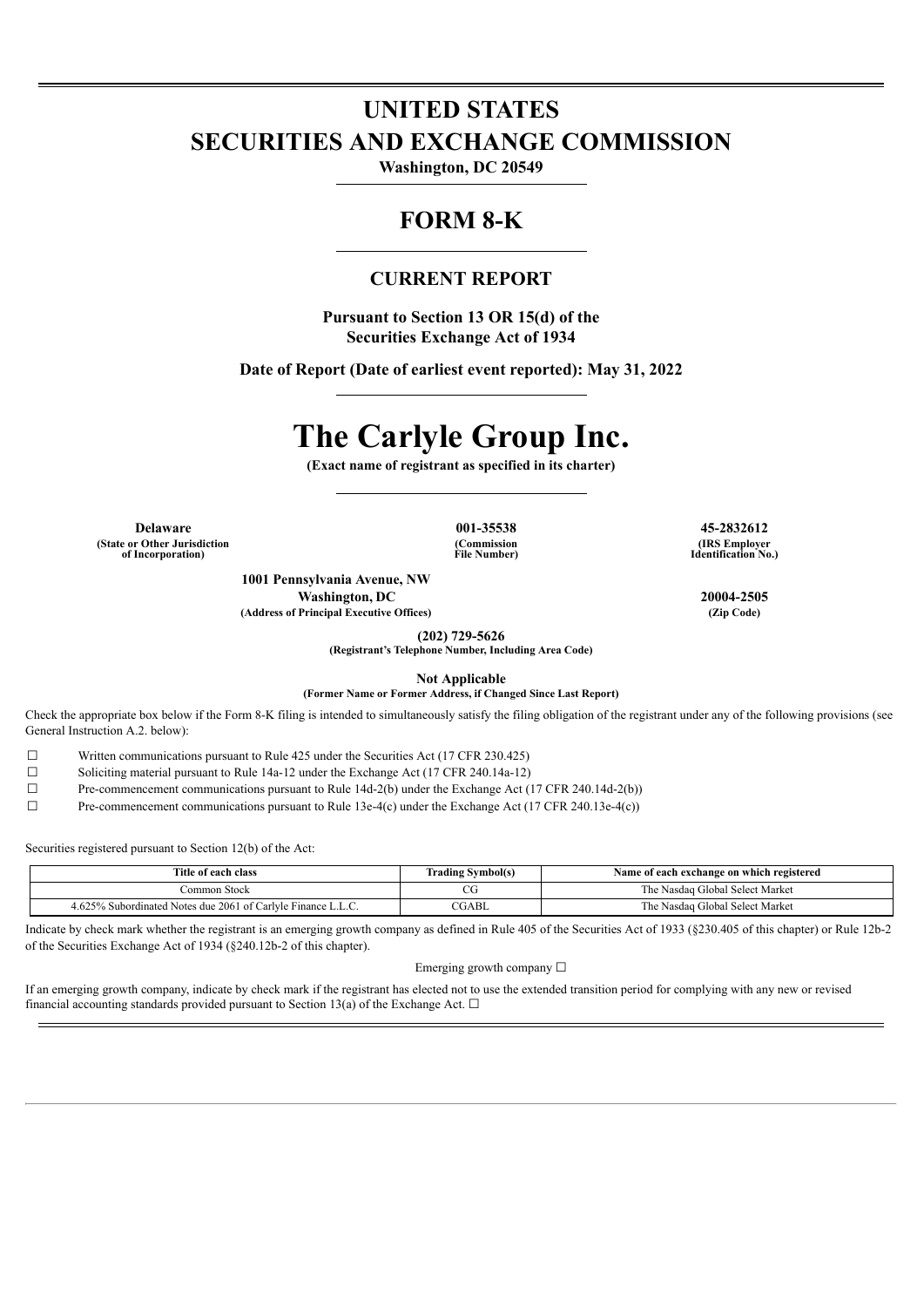# UNITED STATES
# SECURITIES AND EXCHANGE COMMISSION

**Washington, DC 20549**

## FORM 8-K

### CURRENT REPORT

**Pursuant to Section 13 OR 15(d) of the Securities Exchange Act of 1934**

**Date of Report (Date of earliest event reported): May 31, 2022**

# The Carlyle Group Inc.

**(Exact name of registrant as specified in its charter)**

| **Delaware** | **001-35538** | **45-2832612** |
|---|---|---|
| **(State or Other Jurisdiction of Incorporation)** | **(Commission File Number)** | **(IRS Employer Identification No.)** |

**1001 Pennsylvania Avenue, NW**
**Washington, DC** **20004-2505**
**(Address of Principal Executive Offices)** **(Zip Code)**

**(202) 729-5626**
**(Registrant's Telephone Number, Including Area Code)**

**Not Applicable**
**(Former Name or Former Address, if Changed Since Last Report)**

Check the appropriate box below if the Form 8-K filing is intended to simultaneously satisfy the filing obligation of the registrant under any of the following provisions (see General Instruction A.2. below):

☐ Written communications pursuant to Rule 425 under the Securities Act (17 CFR 230.425)

☐ Soliciting material pursuant to Rule 14a-12 under the Exchange Act (17 CFR 240.14a-12)

☐ Pre-commencement communications pursuant to Rule 14d-2(b) under the Exchange Act (17 CFR 240.14d-2(b))

☐ Pre-commencement communications pursuant to Rule 13e-4(c) under the Exchange Act (17 CFR 240.13e-4(c))

Securities registered pursuant to Section 12(b) of the Act:

| Title of each class | Trading Symbol(s) | Name of each exchange on which registered |
|---|---|---|
| Common Stock | CG | The Nasdaq Global Select Market |
| 4.625% Subordinated Notes due 2061 of Carlyle Finance L.L.C. | CGABL | The Nasdaq Global Select Market |

Indicate by check mark whether the registrant is an emerging growth company as defined in Rule 405 of the Securities Act of 1933 (§230.405 of this chapter) or Rule 12b-2 of the Securities Exchange Act of 1934 (§240.12b-2 of this chapter).

Emerging growth company ☐

If an emerging growth company, indicate by check mark if the registrant has elected not to use the extended transition period for complying with any new or revised financial accounting standards provided pursuant to Section 13(a) of the Exchange Act. ☐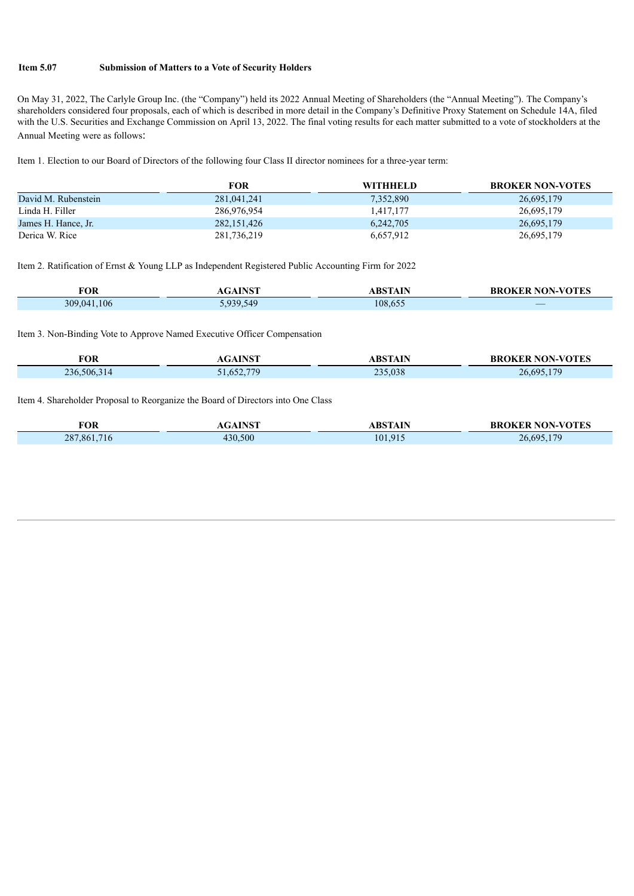**Item 5.07 Submission of Matters to a Vote of Security Holders**

On May 31, 2022, The Carlyle Group Inc. (the "Company") held its 2022 Annual Meeting of Shareholders (the "Annual Meeting"). The Company's shareholders considered four proposals, each of which is described in more detail in the Company's Definitive Proxy Statement on Schedule 14A, filed with the U.S. Securities and Exchange Commission on April 13, 2022. The final voting results for each matter submitted to a vote of stockholders at the Annual Meeting were as follows:

Item 1. Election to our Board of Directors of the following four Class II director nominees for a three-year term:

| | FOR | WITHHELD | BROKER NON-VOTES |
|---|---|---|---|
| David M. Rubenstein | 281,041,241 | 7,352,890 | 26,695,179 |
| Linda H. Filler | 286,976,954 | 1,417,177 | 26,695,179 |
| James H. Hance, Jr. | 282,151,426 | 6,242,705 | 26,695,179 |
| Derica W. Rice | 281,736,219 | 6,657,912 | 26,695,179 |

Item 2. Ratification of Ernst & Young LLP as Independent Registered Public Accounting Firm for 2022

| FOR | AGAINST | ABSTAIN | BROKER NON-VOTES |
|---|---|---|---|
| 309,041,106 | 5,939,549 | 108,655 | — |

Item 3. Non-Binding Vote to Approve Named Executive Officer Compensation

| FOR | AGAINST | ABSTAIN | BROKER NON-VOTES |
|---|---|---|---|
| 236,506,314 | 51,652,779 | 235,038 | 26,695,179 |

Item 4. Shareholder Proposal to Reorganize the Board of Directors into One Class

| FOR | AGAINST | ABSTAIN | BROKER NON-VOTES |
|---|---|---|---|
| 287,861,716 | 430,500 | 101,915 | 26,695,179 |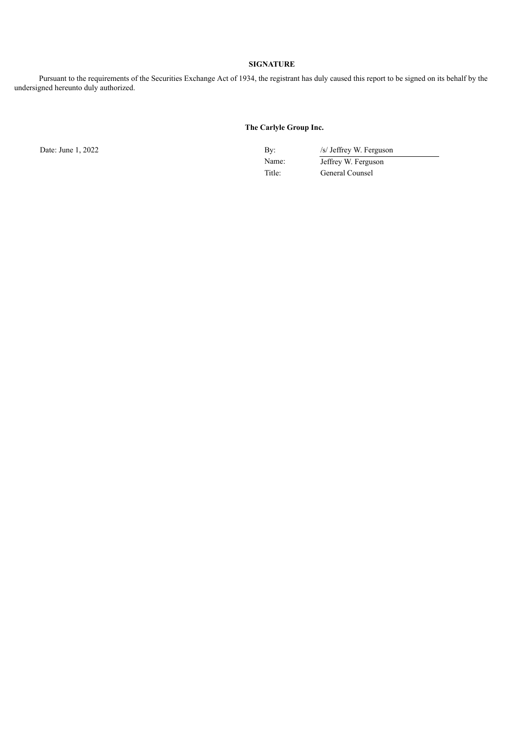**SIGNATURE**

Pursuant to the requirements of the Securities Exchange Act of 1934, the registrant has duly caused this report to be signed on its behalf by the undersigned hereunto duly authorized.

**The Carlyle Group Inc.**

| | | |
|---|---|---|
| Date: June 1, 2022 | By: | /s/ Jeffrey W. Ferguson |
| | Name: | Jeffrey W. Ferguson |
| | Title: | General Counsel |